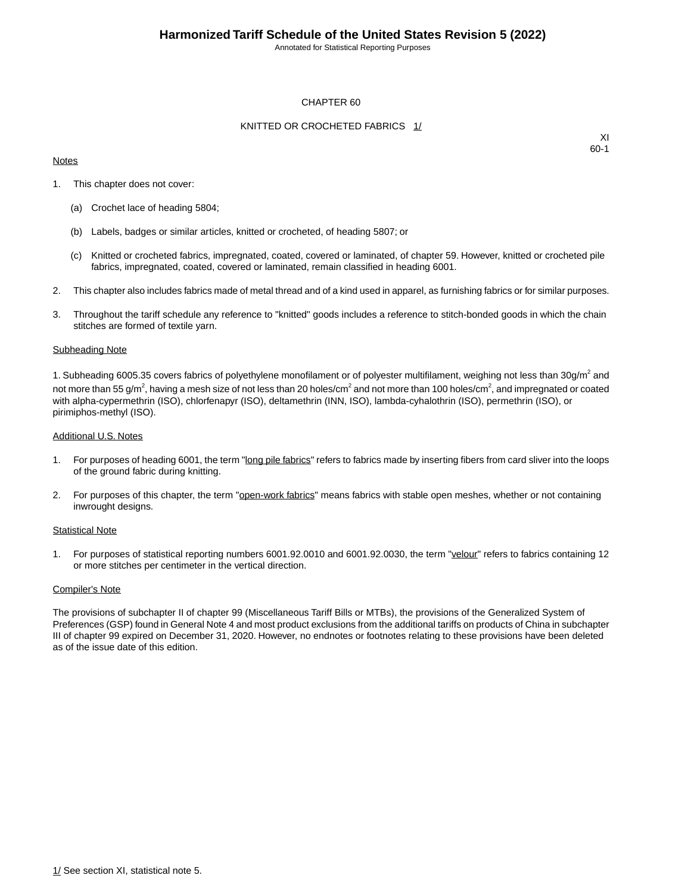# CHAPTER 60

## KNITTED OR CROCHETED FABRICS 1/

XI
60-1

Notes

1. This chapter does not cover:

   (a) Crochet lace of heading 5804;

   (b) Labels, badges or similar articles, knitted or crocheted, of heading 5807; or

   (c) Knitted or crocheted fabrics, impregnated, coated, covered or laminated, of chapter 59. However, knitted or crocheted pile fabrics, impregnated, coated, covered or laminated, remain classified in heading 6001.

2. This chapter also includes fabrics made of metal thread and of a kind used in apparel, as furnishing fabrics or for similar purposes.

3. Throughout the tariff schedule any reference to "knitted" goods includes a reference to stitch-bonded goods in which the chain stitches are formed of textile yarn.

Subheading Note

1. Subheading 6005.35 covers fabrics of polyethylene monofilament or of polyester multifilament, weighing not less than 30g/$m^2$ and not more than 55 g/$m^2$, having a mesh size of not less than 20 holes/$cm^2$ and not more than 100 holes/$cm^2$, and impregnated or coated with alpha-cypermethrin (ISO), chlorfenapyr (ISO), deltamethrin (INN, ISO), lambda-cyhalothrin (ISO), permethrin (ISO), or pirimiphos-methyl (ISO).

Additional U.S. Notes

1. For purposes of heading 6001, the term "long pile fabrics" refers to fabrics made by inserting fibers from card sliver into the loops of the ground fabric during knitting.

2. For purposes of this chapter, the term "open-work fabrics" means fabrics with stable open meshes, whether or not containing inwrought designs.

Statistical Note

1. For purposes of statistical reporting numbers 6001.92.0010 and 6001.92.0030, the term "velour" refers to fabrics containing 12 or more stitches per centimeter in the vertical direction.

Compiler's Note

The provisions of subchapter II of chapter 99 (Miscellaneous Tariff Bills or MTBs), the provisions of the Generalized System of Preferences (GSP) found in General Note 4 and most product exclusions from the additional tariffs on products of China in subchapter III of chapter 99 expired on December 31, 2020. However, no endnotes or footnotes relating to these provisions have been deleted as of the issue date of this edition.

1/ See section XI, statistical note 5.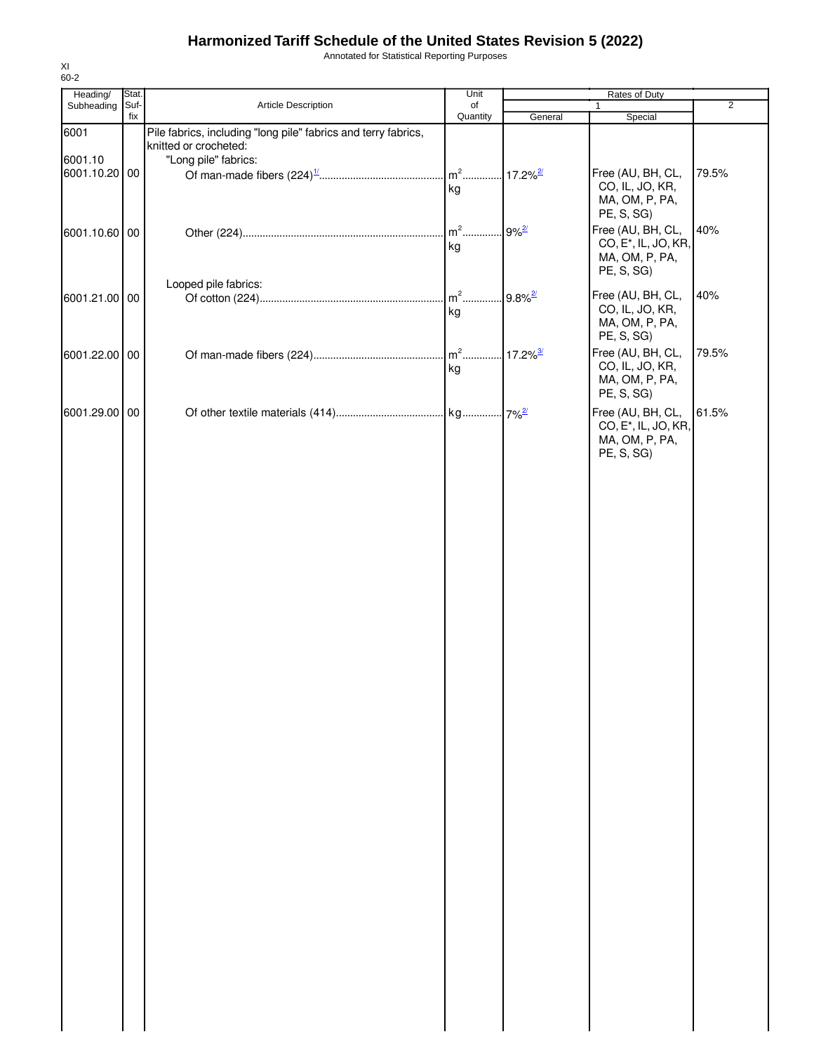# Harmonized Tariff Schedule of the United States Revision 5 (2022)

Annotated for Statistical Reporting Purposes

XI
60-2

| Heading/ Subheading | Stat. Suf- fix | Article Description | Unit of Quantity | Rates of Duty 1 General | Special | 2 |
|---|---|---|---|---|---|---|
| 6001 | | Pile fabrics, including "long pile" fabrics and terry fabrics, knitted or crocheted: | | | | |
| 6001.10 | | "Long pile" fabrics: | | | | |
| 6001.10.20 | 00 | Of man-made fibers (224)[1/] | m$^2$ kg | 17.2%[2/] | Free (AU, BH, CL, CO, IL, JO, KR, MA, OM, P, PA, PE, S, SG) | 79.5% |
| 6001.10.60 | 00 | Other (224) | m$^2$ kg | 9%[2/] | Free (AU, BH, CL, CO, E*, IL, JO, KR, MA, OM, P, PA, PE, S, SG) | 40% |
| | | Looped pile fabrics: | | | | |
| 6001.21.00 | 00 | Of cotton (224) | m$^2$ kg | 9.8%[2/] | Free (AU, BH, CL, CO, IL, JO, KR, MA, OM, P, PA, PE, S, SG) | 40% |
| 6001.22.00 | 00 | Of man-made fibers (224) | m$^2$ kg | 17.2%[3/] | Free (AU, BH, CL, CO, IL, JO, KR, MA, OM, P, PA, PE, S, SG) | 79.5% |
| 6001.29.00 | 00 | Of other textile materials (414) | kg | 7%[2/] | Free (AU, BH, CL, CO, E*, IL, JO, KR, MA, OM, P, PA, PE, S, SG) | 61.5% |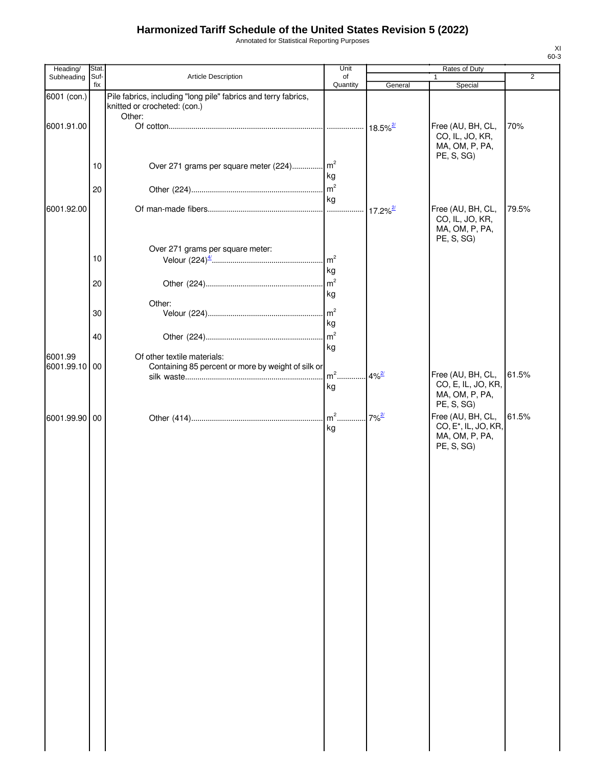# Harmonized Tariff Schedule of the United States Revision 5 (2022)

Annotated for Statistical Reporting Purposes

| Heading/ Subheading | Stat. Suf- fix | Article Description | Unit of Quantity | Rates of Duty 1 General | Special | 2 |
|---|---|---|---|---|---|---|
| 6001 (con.) | | Pile fabrics, including "long pile" fabrics and terry fabrics, knitted or crocheted: (con.) | | | | |
| | | Other: | | | | |
| 6001.91.00 | | Of cotton | | 18.5% [2/] | Free (AU, BH, CL, CO, IL, JO, KR, MA, OM, P, PA, PE, S, SG) | 70% |
| | 10 | Over 271 grams per square meter (224) | $m^2$ kg | | | |
| | 20 | Other (224) | $m^2$ kg | | | |
| 6001.92.00 | | Of man-made fibers | | 17.2% [2/] | Free (AU, BH, CL, CO, IL, JO, KR, MA, OM, P, PA, PE, S, SG) | 79.5% |
| | | Over 271 grams per square meter: | | | | |
| | 10 | Velour (224) [4/] | $m^2$ kg | | | |
| | 20 | Other (224) | $m^2$ kg | | | |
| | | Other: | | | | |
| | 30 | Velour (224) | $m^2$ kg | | | |
| | 40 | Other (224) | $m^2$ kg | | | |
| 6001.99 | | Of other textile materials: | | | | |
| 6001.99.10 | 00 | Containing 85 percent or more by weight of silk or silk waste | $m^2$ kg | 4% [2/] | Free (AU, BH, CL, CO, E, IL, JO, KR, MA, OM, P, PA, PE, S, SG) | 61.5% |
| 6001.99.90 | 00 | Other (414) | $m^2$ kg | 7% [2/] | Free (AU, BH, CL, CO, E*, IL, JO, KR, MA, OM, P, PA, PE, S, SG) | 61.5% |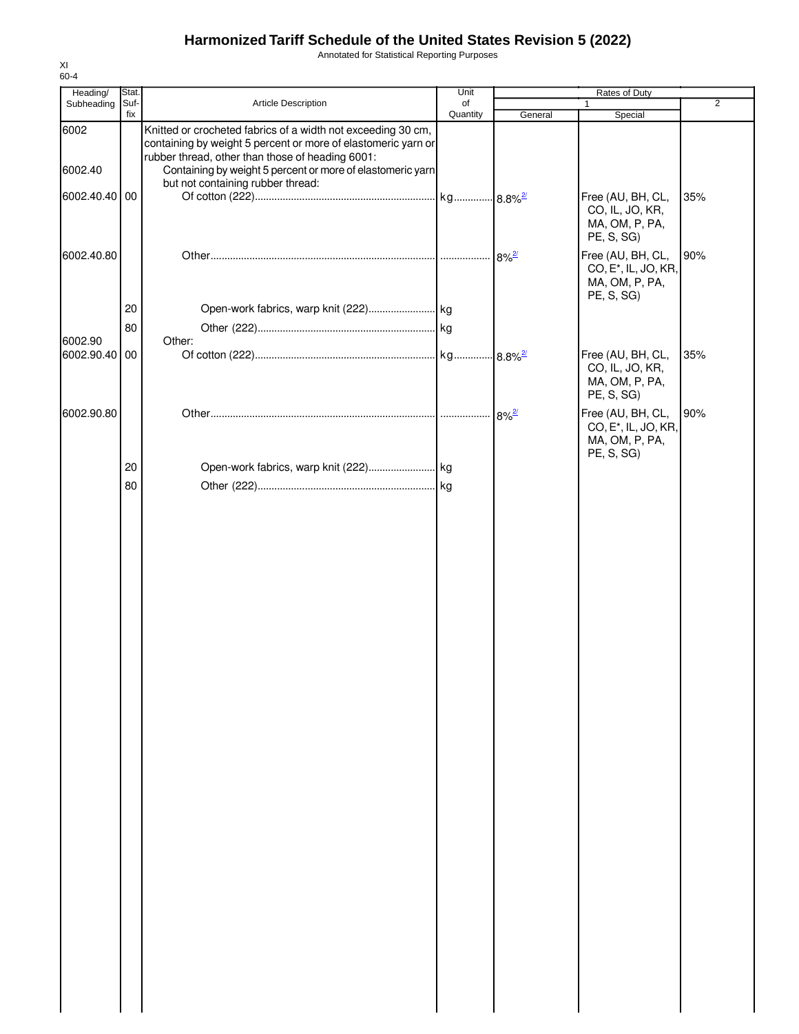# Harmonized Tariff Schedule of the United States Revision 5 (2022)

Annotated for Statistical Reporting Purposes

XI
60-4

| Heading/ Subheading | Stat. Suf- fix | Article Description | Unit of Quantity | Rates of Duty 1 General | Special | 2 |
|---|---|---|---|---|---|---|
| 6002 | | Knitted or crocheted fabrics of a width not exceeding 30 cm, containing by weight 5 percent or more of elastomeric yarn or rubber thread, other than those of heading 6001: | | | | |
| 6002.40 | | Containing by weight 5 percent or more of elastomeric yarn but not containing rubber thread: | | | | |
| 6002.40.40 | 00 | Of cotton (222) | kg | 8.8%[2/] | Free (AU, BH, CL, CO, IL, JO, KR, MA, OM, P, PA, PE, S, SG) | 35% |
| 6002.40.80 | | Other | | 8%[2/] | Free (AU, BH, CL, CO, E*, IL, JO, KR, MA, OM, P, PA, PE, S, SG) | 90% |
| | 20 | Open-work fabrics, warp knit (222) | kg | | | |
| | 80 | Other (222) | kg | | | |
| 6002.90 | | Other: | | | | |
| 6002.90.40 | 00 | Of cotton (222) | kg | 8.8%[2/] | Free (AU, BH, CL, CO, IL, JO, KR, MA, OM, P, PA, PE, S, SG) | 35% |
| 6002.90.80 | | Other | | 8%[2/] | Free (AU, BH, CL, CO, E*, IL, JO, KR, MA, OM, P, PA, PE, S, SG) | 90% |
| | 20 | Open-work fabrics, warp knit (222) | kg | | | |
| | 80 | Other (222) | kg | | | |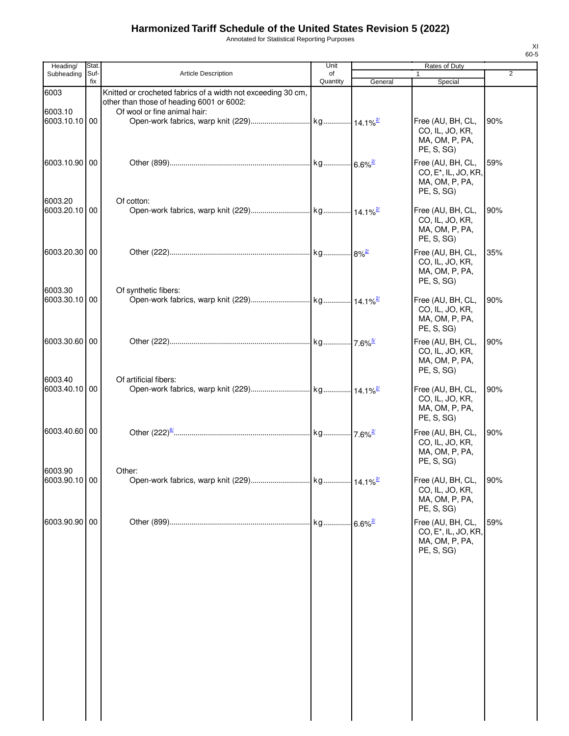# Harmonized Tariff Schedule of the United States Revision 5 (2022)

Annotated for Statistical Reporting Purposes

| Heading/ Subheading | Stat. Suf- fix | Article Description | Unit of Quantity | Rates of Duty 1 General | Special | 2 |
|---|---|---|---|---|---|---|
| 6003 | | Knitted or crocheted fabrics of a width not exceeding 30 cm, other than those of heading 6001 or 6002: | | | | |
| 6003.10 | | Of wool or fine animal hair: | | | | |
| 6003.10.10 | 00 | Open-work fabrics, warp knit (229) | kg | 14.1% [2/] | Free (AU, BH, CL, CO, IL, JO, KR, MA, OM, P, PA, PE, S, SG) | 90% |
| 6003.10.90 | 00 | Other (899) | kg | 6.6% [2/] | Free (AU, BH, CL, CO, E*, IL, JO, KR, MA, OM, P, PA, PE, S, SG) | 59% |
| 6003.20 | | Of cotton: | | | | |
| 6003.20.10 | 00 | Open-work fabrics, warp knit (229) | kg | 14.1% [2/] | Free (AU, BH, CL, CO, IL, JO, KR, MA, OM, P, PA, PE, S, SG) | 90% |
| 6003.20.30 | 00 | Other (222) | kg | 8% [2/] | Free (AU, BH, CL, CO, IL, JO, KR, MA, OM, P, PA, PE, S, SG) | 35% |
| 6003.30 | | Of synthetic fibers: | | | | |
| 6003.30.10 | 00 | Open-work fabrics, warp knit (229) | kg | 14.1% [2/] | Free (AU, BH, CL, CO, IL, JO, KR, MA, OM, P, PA, PE, S, SG) | 90% |
| 6003.30.60 | 00 | Other (222) | kg | 7.6% [5/] | Free (AU, BH, CL, CO, IL, JO, KR, MA, OM, P, PA, PE, S, SG) | 90% |
| 6003.40 | | Of artificial fibers: | | | | |
| 6003.40.10 | 00 | Open-work fabrics, warp knit (229) | kg | 14.1% [2/] | Free (AU, BH, CL, CO, IL, JO, KR, MA, OM, P, PA, PE, S, SG) | 90% |
| 6003.40.60 | 00 | Other (222) [6/] | kg | 7.6% [2/] | Free (AU, BH, CL, CO, IL, JO, KR, MA, OM, P, PA, PE, S, SG) | 90% |
| 6003.90 | | Other: | | | | |
| 6003.90.10 | 00 | Open-work fabrics, warp knit (229) | kg | 14.1% [2/] | Free (AU, BH, CL, CO, IL, JO, KR, MA, OM, P, PA, PE, S, SG) | 90% |
| 6003.90.90 | 00 | Other (899) | kg | 6.6% [2/] | Free (AU, BH, CL, CO, E*, IL, JO, KR, MA, OM, P, PA, PE, S, SG) | 59% |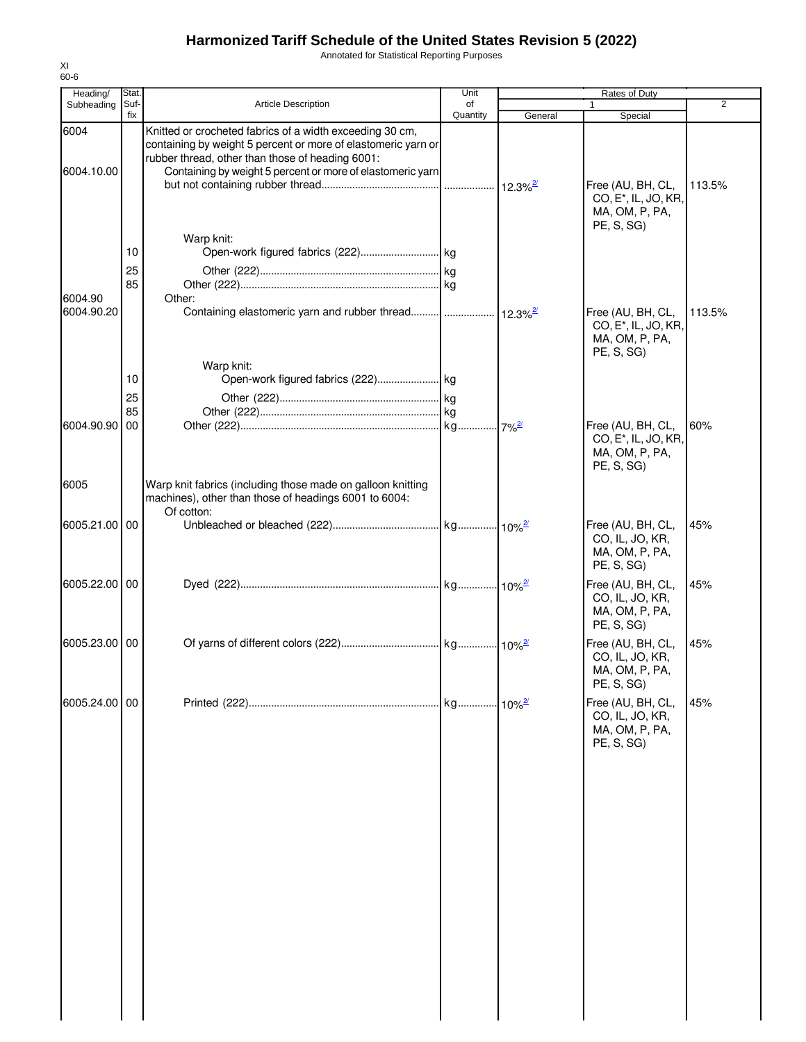# Harmonized Tariff Schedule of the United States Revision 5 (2022)

Annotated for Statistical Reporting Purposes

XI
60-6

| Heading/ Subheading | Stat. Suf- fix | Article Description | Unit of Quantity | Rates of Duty 1 General | Special | 2 |
|---|---|---|---|---|---|---|
| 6004 | | Knitted or crocheted fabrics of a width exceeding 30 cm, containing by weight 5 percent or more of elastomeric yarn or rubber thread, other than those of heading 6001: | | | | |
| 6004.10.00 | | Containing by weight 5 percent or more of elastomeric yarn but not containing rubber thread | | 12.3%[2/] | Free (AU, BH, CL, CO, E*, IL, JO, KR, MA, OM, P, PA, PE, S, SG) | 113.5% |
| | | Warp knit: | | | | |
| | 10 | Open-work figured fabrics (222) | kg | | | |
| | 25 | Other (222) | kg | | | |
| | 85 | Other (222) | kg | | | |
| 6004.90 | | Other: | | | | |
| 6004.90.20 | | Containing elastomeric yarn and rubber thread | | 12.3%[2/] | Free (AU, BH, CL, CO, E*, IL, JO, KR, MA, OM, P, PA, PE, S, SG) | 113.5% |
| | | Warp knit: | | | | |
| | 10 | Open-work figured fabrics (222) | kg | | | |
| | 25 | Other (222) | kg | | | |
| | 85 | Other (222) | kg | | | |
| 6004.90.90 | 00 | Other (222) | kg | 7%[2/] | Free (AU, BH, CL, CO, E*, IL, JO, KR, MA, OM, P, PA, PE, S, SG) | 60% |
| 6005 | | Warp knit fabrics (including those made on galloon knitting machines), other than those of headings 6001 to 6004: | | | | |
| | | Of cotton: | | | | |
| 6005.21.00 | 00 | Unbleached or bleached (222) | kg | 10%[2/] | Free (AU, BH, CL, CO, IL, JO, KR, MA, OM, P, PA, PE, S, SG) | 45% |
| 6005.22.00 | 00 | Dyed (222) | kg | 10%[2/] | Free (AU, BH, CL, CO, IL, JO, KR, MA, OM, P, PA, PE, S, SG) | 45% |
| 6005.23.00 | 00 | Of yarns of different colors (222) | kg | 10%[2/] | Free (AU, BH, CL, CO, IL, JO, KR, MA, OM, P, PA, PE, S, SG) | 45% |
| 6005.24.00 | 00 | Printed (222) | kg | 10%[2/] | Free (AU, BH, CL, CO, IL, JO, KR, MA, OM, P, PA, PE, S, SG) | 45% |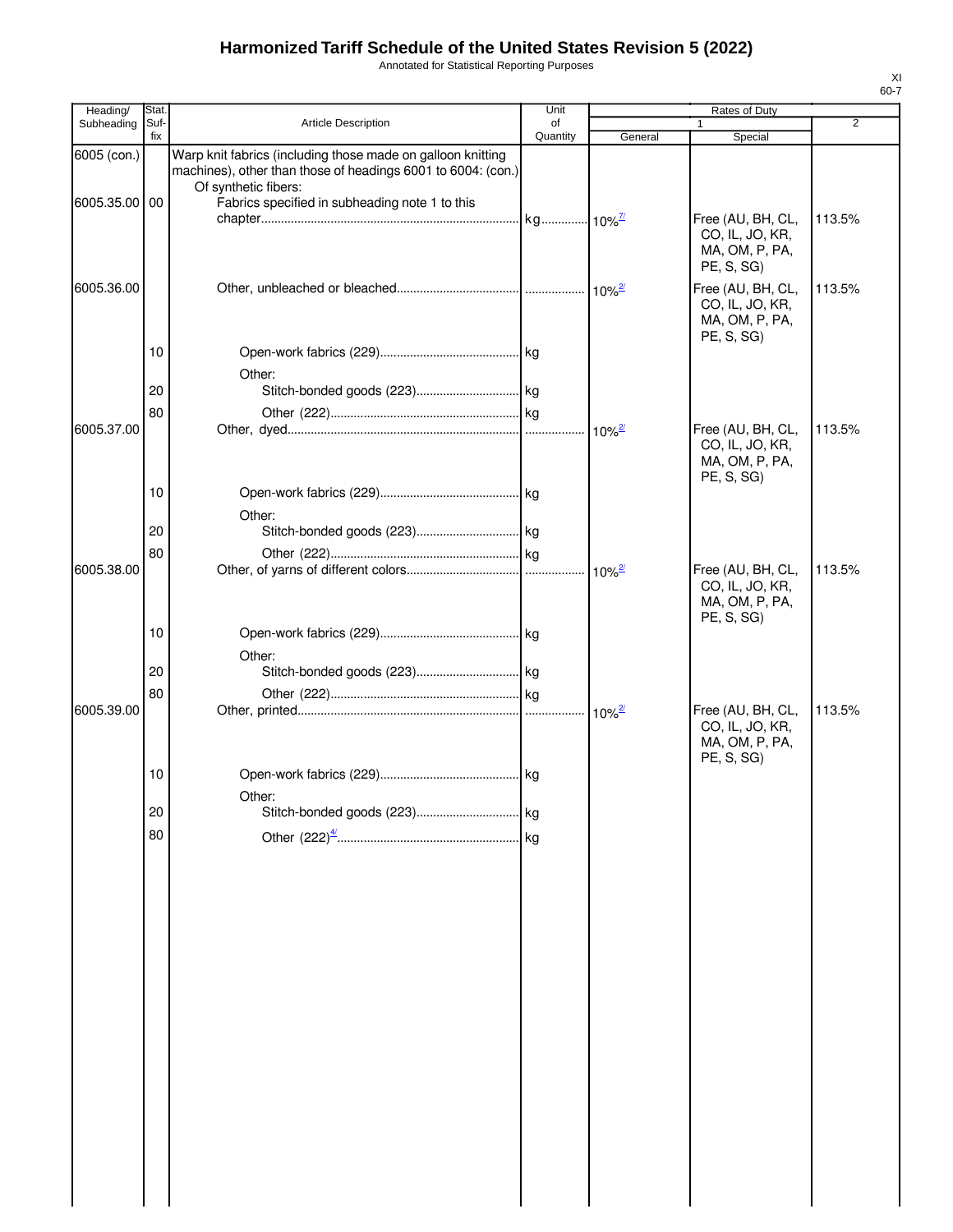# Harmonized Tariff Schedule of the United States Revision 5 (2022)

Annotated for Statistical Reporting Purposes

XI
60-7

| Heading/ Subheading | Stat. Suf- fix | Article Description | Unit of Quantity | Rates of Duty 1 General | Special | 2 |
|---|---|---|---|---|---|---|
| 6005 (con.) | | Warp knit fabrics (including those made on galloon knitting machines), other than those of headings 6001 to 6004: (con.) | | | | |
| | | Of synthetic fibers: | | | | |
| 6005.35.00 | 00 | Fabrics specified in subheading note 1 to this chapter | kg | 10%[7/] | Free (AU, BH, CL, CO, IL, JO, KR, MA, OM, P, PA, PE, S, SG) | 113.5% |
| 6005.36.00 | | Other, unbleached or bleached | | 10%[2/] | Free (AU, BH, CL, CO, IL, JO, KR, MA, OM, P, PA, PE, S, SG) | 113.5% |
| | 10 | Open-work fabrics (229) | kg | | | |
| | | Other: | | | | |
| | 20 | Stitch-bonded goods (223) | kg | | | |
| | 80 | Other (222) | kg | | | |
| 6005.37.00 | | Other, dyed | | 10%[2/] | Free (AU, BH, CL, CO, IL, JO, KR, MA, OM, P, PA, PE, S, SG) | 113.5% |
| | 10 | Open-work fabrics (229) | kg | | | |
| | | Other: | | | | |
| | 20 | Stitch-bonded goods (223) | kg | | | |
| | 80 | Other (222) | kg | | | |
| 6005.38.00 | | Other, of yarns of different colors | | 10%[2/] | Free (AU, BH, CL, CO, IL, JO, KR, MA, OM, P, PA, PE, S, SG) | 113.5% |
| | 10 | Open-work fabrics (229) | kg | | | |
| | | Other: | | | | |
| | 20 | Stitch-bonded goods (223) | kg | | | |
| | 80 | Other (222) | kg | | | |
| 6005.39.00 | | Other, printed | | 10%[2/] | Free (AU, BH, CL, CO, IL, JO, KR, MA, OM, P, PA, PE, S, SG) | 113.5% |
| | 10 | Open-work fabrics (229) | kg | | | |
| | | Other: | | | | |
| | 20 | Stitch-bonded goods (223) | kg | | | |
| | 80 | Other (222)[4/] | kg | | | |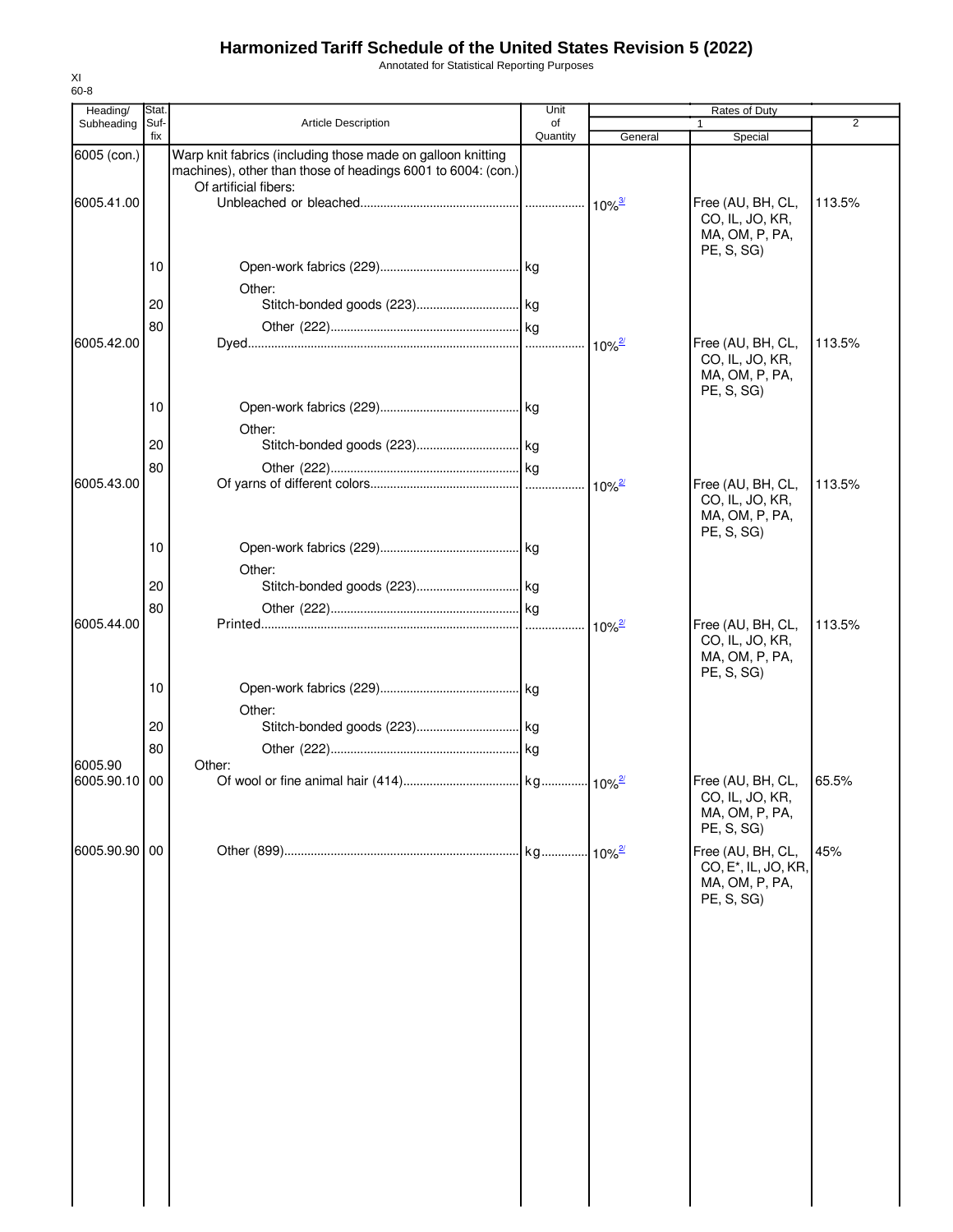# Harmonized Tariff Schedule of the United States Revision 5 (2022)

Annotated for Statistical Reporting Purposes

XI
60-8

| Heading/ Subheading | Stat. Suf- fix | Article Description | Unit of Quantity | Rates of Duty 1 General | Special | 2 |
|---|---|---|---|---|---|---|
| 6005 (con.) | | Warp knit fabrics (including those made on galloon knitting machines), other than those of headings 6001 to 6004: (con.) | | | | |
| | | Of artificial fibers: | | | | |
| 6005.41.00 | | Unbleached or bleached | | 10%[3/] | Free (AU, BH, CL, CO, IL, JO, KR, MA, OM, P, PA, PE, S, SG) | 113.5% |
| | 10 | Open-work fabrics (229) | kg | | | |
| | | Other: | | | | |
| | 20 | Stitch-bonded goods (223) | kg | | | |
| | 80 | Other (222) | kg | | | |
| 6005.42.00 | | Dyed | | 10%[2/] | Free (AU, BH, CL, CO, IL, JO, KR, MA, OM, P, PA, PE, S, SG) | 113.5% |
| | 10 | Open-work fabrics (229) | kg | | | |
| | | Other: | | | | |
| | 20 | Stitch-bonded goods (223) | kg | | | |
| | 80 | Other (222) | kg | | | |
| 6005.43.00 | | Of yarns of different colors | | 10%[2/] | Free (AU, BH, CL, CO, IL, JO, KR, MA, OM, P, PA, PE, S, SG) | 113.5% |
| | 10 | Open-work fabrics (229) | kg | | | |
| | | Other: | | | | |
| | 20 | Stitch-bonded goods (223) | kg | | | |
| | 80 | Other (222) | kg | | | |
| 6005.44.00 | | Printed | | 10%[2/] | Free (AU, BH, CL, CO, IL, JO, KR, MA, OM, P, PA, PE, S, SG) | 113.5% |
| | 10 | Open-work fabrics (229) | kg | | | |
| | | Other: | | | | |
| | 20 | Stitch-bonded goods (223) | kg | | | |
| | 80 | Other (222) | kg | | | |
| 6005.90 | | Other: | | | | |
| 6005.90.10 | 00 | Of wool or fine animal hair (414) | kg | 10%[2/] | Free (AU, BH, CL, CO, IL, JO, KR, MA, OM, P, PA, PE, S, SG) | 65.5% |
| 6005.90.90 | 00 | Other (899) | kg | 10%[2/] | Free (AU, BH, CL, CO, E*, IL, JO, KR, MA, OM, P, PA, PE, S, SG) | 45% |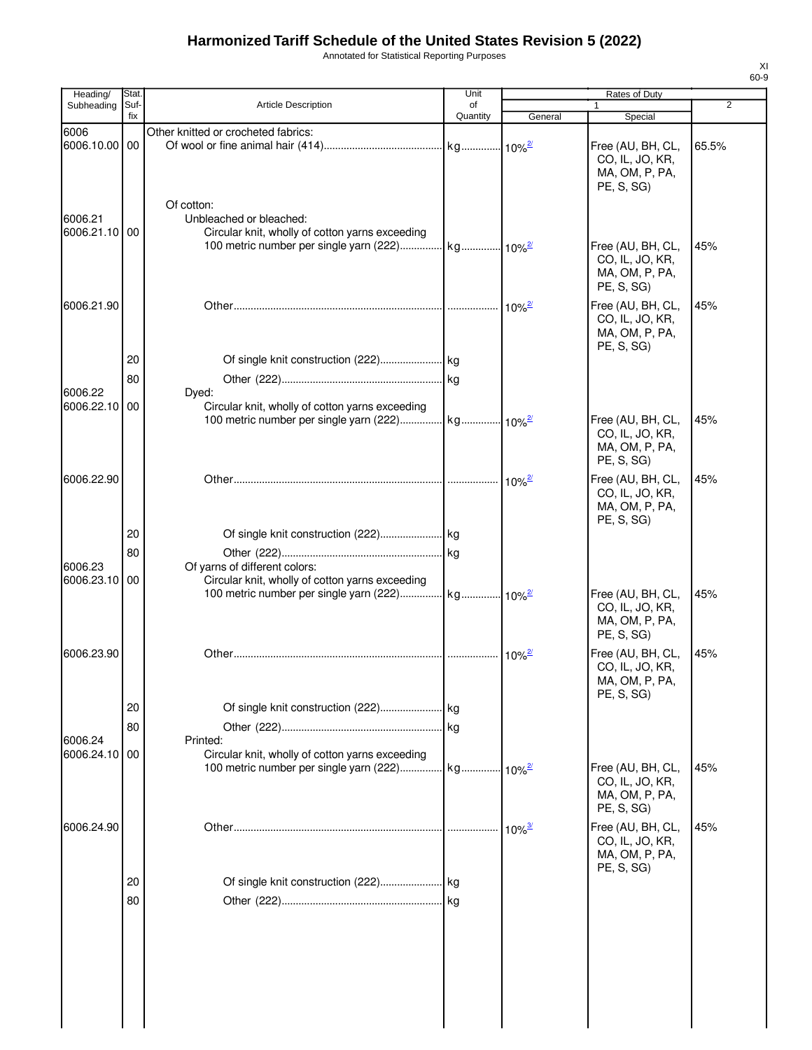# Harmonized Tariff Schedule of the United States Revision 5 (2022)

Annotated for Statistical Reporting Purposes

XI
60-9

| Heading/ Subheading | Stat. Suf-fix | Article Description | Unit of Quantity | Rates of Duty 1 General | Special | 2 |
|---|---|---|---|---|---|---|
| 6006 | | Other knitted or crocheted fabrics: | | | | |
| 6006.10.00 | 00 | Of wool or fine animal hair (414) | kg | 10%[2/] | Free (AU, BH, CL, CO, IL, JO, KR, MA, OM, P, PA, PE, S, SG) | 65.5% |
| | | Of cotton: | | | | |
| 6006.21 | | Unbleached or bleached: | | | | |
| 6006.21.10 | 00 | Circular knit, wholly of cotton yarns exceeding 100 metric number per single yarn (222) | kg | 10%[2/] | Free (AU, BH, CL, CO, IL, JO, KR, MA, OM, P, PA, PE, S, SG) | 45% |
| 6006.21.90 | | Other | | 10%[2/] | Free (AU, BH, CL, CO, IL, JO, KR, MA, OM, P, PA, PE, S, SG) | 45% |
| | 20 | Of single knit construction (222) | kg | | | |
| | 80 | Other (222) | kg | | | |
| 6006.22 | | Dyed: | | | | |
| 6006.22.10 | 00 | Circular knit, wholly of cotton yarns exceeding 100 metric number per single yarn (222) | kg | 10%[2/] | Free (AU, BH, CL, CO, IL, JO, KR, MA, OM, P, PA, PE, S, SG) | 45% |
| 6006.22.90 | | Other | | 10%[2/] | Free (AU, BH, CL, CO, IL, JO, KR, MA, OM, P, PA, PE, S, SG) | 45% |
| | 20 | Of single knit construction (222) | kg | | | |
| | 80 | Other (222) | kg | | | |
| 6006.23 | | Of yarns of different colors: | | | | |
| 6006.23.10 | 00 | Circular knit, wholly of cotton yarns exceeding 100 metric number per single yarn (222) | kg | 10%[2/] | Free (AU, BH, CL, CO, IL, JO, KR, MA, OM, P, PA, PE, S, SG) | 45% |
| 6006.23.90 | | Other | | 10%[2/] | Free (AU, BH, CL, CO, IL, JO, KR, MA, OM, P, PA, PE, S, SG) | 45% |
| | 20 | Of single knit construction (222) | kg | | | |
| | 80 | Other (222) | kg | | | |
| 6006.24 | | Printed: | | | | |
| 6006.24.10 | 00 | Circular knit, wholly of cotton yarns exceeding 100 metric number per single yarn (222) | kg | 10%[2/] | Free (AU, BH, CL, CO, IL, JO, KR, MA, OM, P, PA, PE, S, SG) | 45% |
| 6006.24.90 | | Other | | 10%[3/] | Free (AU, BH, CL, CO, IL, JO, KR, MA, OM, P, PA, PE, S, SG) | 45% |
| | 20 | Of single knit construction (222) | kg | | | |
| | 80 | Other (222) | kg | | | |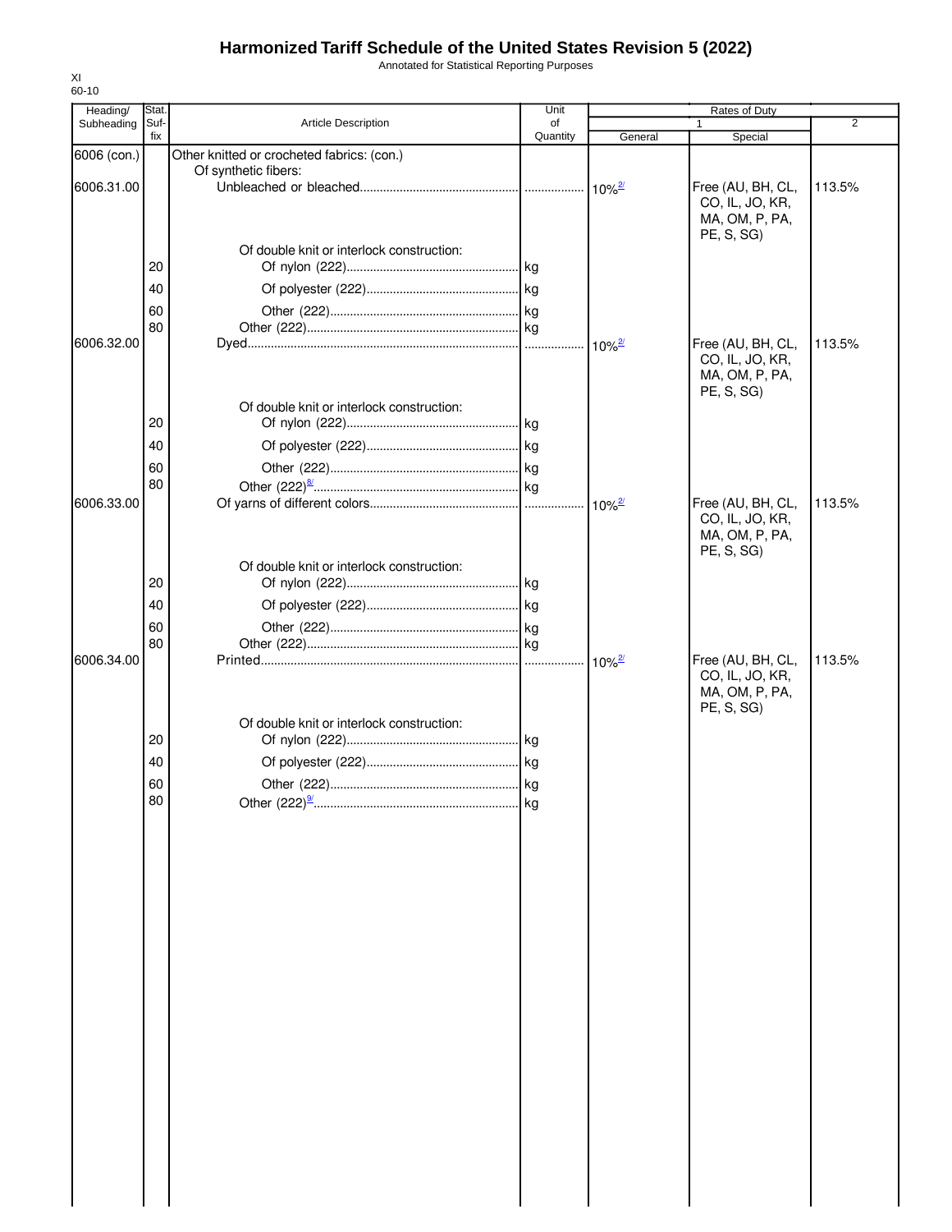# Harmonized Tariff Schedule of the United States Revision 5 (2022)

Annotated for Statistical Reporting Purposes

XI
60-10

| Heading/ Subheading | Stat. Suf- fix | Article Description | Unit of Quantity | Rates of Duty 1 General | Special | 2 |
|---|---|---|---|---|---|---|
| 6006 (con.) | | Other knitted or crocheted fabrics: (con.) | | | | |
| | | Of synthetic fibers: | | | | |
| 6006.31.00 | | Unbleached or bleached | | 10%[2/] | Free (AU, BH, CL, CO, IL, JO, KR, MA, OM, P, PA, PE, S, SG) | 113.5% |
| | | Of double knit or interlock construction: | | | | |
| | 20 | Of nylon (222) | kg | | | |
| | 40 | Of polyester (222) | kg | | | |
| | 60 | Other (222) | kg | | | |
| | 80 | Other (222) | kg | | | |
| 6006.32.00 | | Dyed | | 10%[2/] | Free (AU, BH, CL, CO, IL, JO, KR, MA, OM, P, PA, PE, S, SG) | 113.5% |
| | | Of double knit or interlock construction: | | | | |
| | 20 | Of nylon (222) | kg | | | |
| | 40 | Of polyester (222) | kg | | | |
| | 60 | Other (222) | kg | | | |
| | 80 | Other (222)[8/] | kg | | | |
| 6006.33.00 | | Of yarns of different colors | | 10%[2/] | Free (AU, BH, CL, CO, IL, JO, KR, MA, OM, P, PA, PE, S, SG) | 113.5% |
| | | Of double knit or interlock construction: | | | | |
| | 20 | Of nylon (222) | kg | | | |
| | 40 | Of polyester (222) | kg | | | |
| | 60 | Other (222) | kg | | | |
| | 80 | Other (222) | kg | | | |
| 6006.34.00 | | Printed | | 10%[2/] | Free (AU, BH, CL, CO, IL, JO, KR, MA, OM, P, PA, PE, S, SG) | 113.5% |
| | | Of double knit or interlock construction: | | | | |
| | 20 | Of nylon (222) | kg | | | |
| | 40 | Of polyester (222) | kg | | | |
| | 60 | Other (222) | kg | | | |
| | 80 | Other (222)[9/] | kg | | | |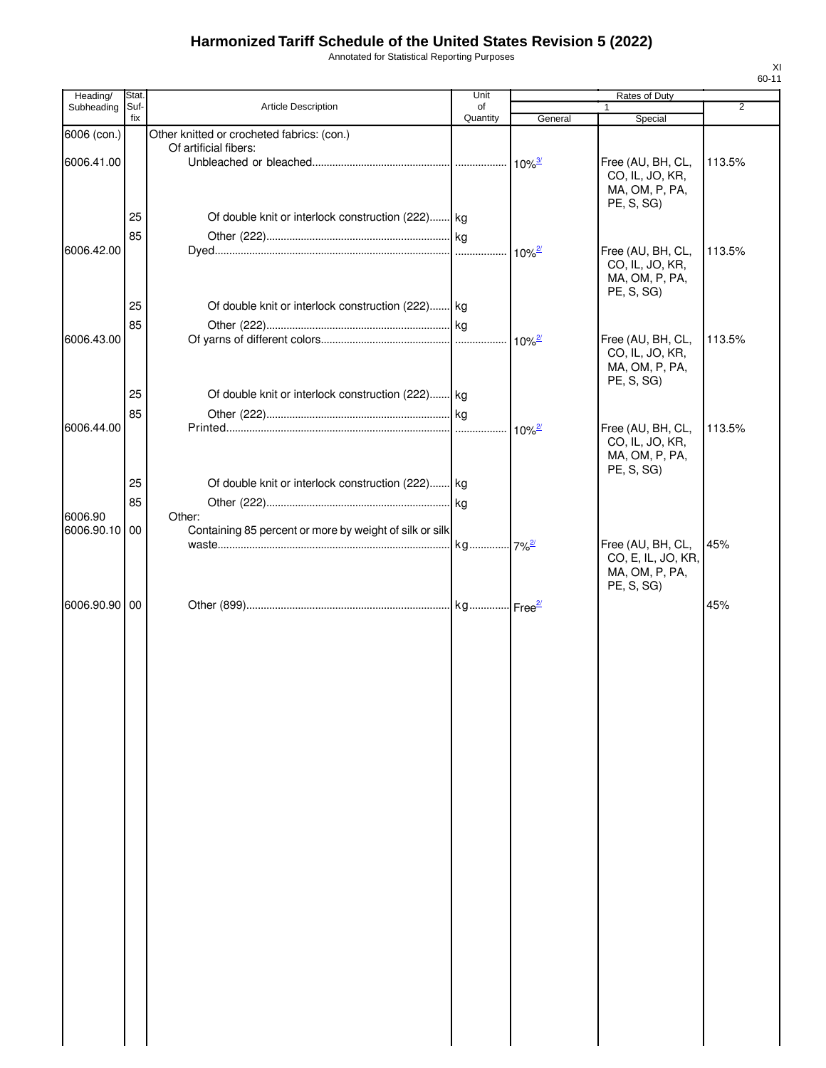# Harmonized Tariff Schedule of the United States Revision 5 (2022)

Annotated for Statistical Reporting Purposes

XI
60-11

| Heading/ Subheading | Stat. Suf- fix | Article Description | Unit of Quantity | Rates of Duty 1 General | Rates of Duty 1 Special | Rates of Duty 2 |
|---|---|---|---|---|---|---|
| 6006 (con.) | | Other knitted or crocheted fabrics: (con.) | | | | |
| | | Of artificial fibers: | | | | |
| 6006.41.00 | | Unbleached or bleached | | 10%[3/] | Free (AU, BH, CL, CO, IL, JO, KR, MA, OM, P, PA, PE, S, SG) | 113.5% |
| | 25 | Of double knit or interlock construction (222) | kg | | | |
| | 85 | Other (222) | kg | | | |
| 6006.42.00 | | Dyed | | 10%[2/] | Free (AU, BH, CL, CO, IL, JO, KR, MA, OM, P, PA, PE, S, SG) | 113.5% |
| | 25 | Of double knit or interlock construction (222) | kg | | | |
| | 85 | Other (222) | kg | | | |
| 6006.43.00 | | Of yarns of different colors | | 10%[2/] | Free (AU, BH, CL, CO, IL, JO, KR, MA, OM, P, PA, PE, S, SG) | 113.5% |
| | 25 | Of double knit or interlock construction (222) | kg | | | |
| | 85 | Other (222) | kg | | | |
| 6006.44.00 | | Printed | | 10%[2/] | Free (AU, BH, CL, CO, IL, JO, KR, MA, OM, P, PA, PE, S, SG) | 113.5% |
| | 25 | Of double knit or interlock construction (222) | kg | | | |
| | 85 | Other (222) | kg | | | |
| 6006.90 | | Other: | | | | |
| 6006.90.10 | 00 | Containing 85 percent or more by weight of silk or silk waste | kg | 7%[2/] | Free (AU, BH, CL, CO, E, IL, JO, KR, MA, OM, P, PA, PE, S, SG) | 45% |
| 6006.90.90 | 00 | Other (899) | kg | Free[2/] | | 45% |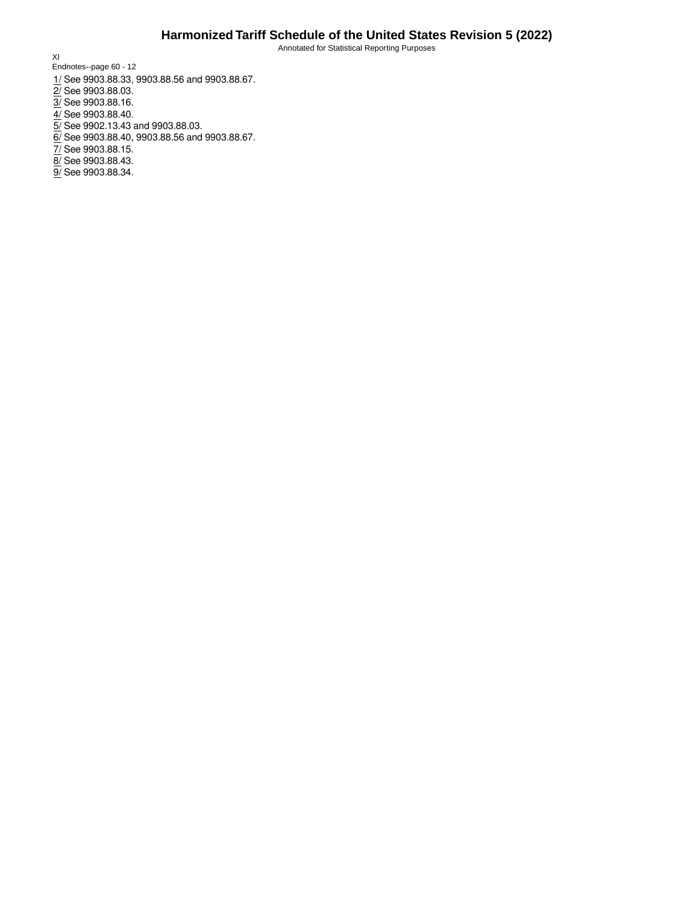1/ See 9903.88.33, 9903.88.56 and 9903.88.67.
2/ See 9903.88.03.
3/ See 9903.88.16.
4/ See 9903.88.40.
5/ See 9902.13.43 and 9903.88.03.
6/ See 9903.88.40, 9903.88.56 and 9903.88.67.
7/ See 9903.88.15.
8/ See 9903.88.43.
9/ See 9903.88.34.